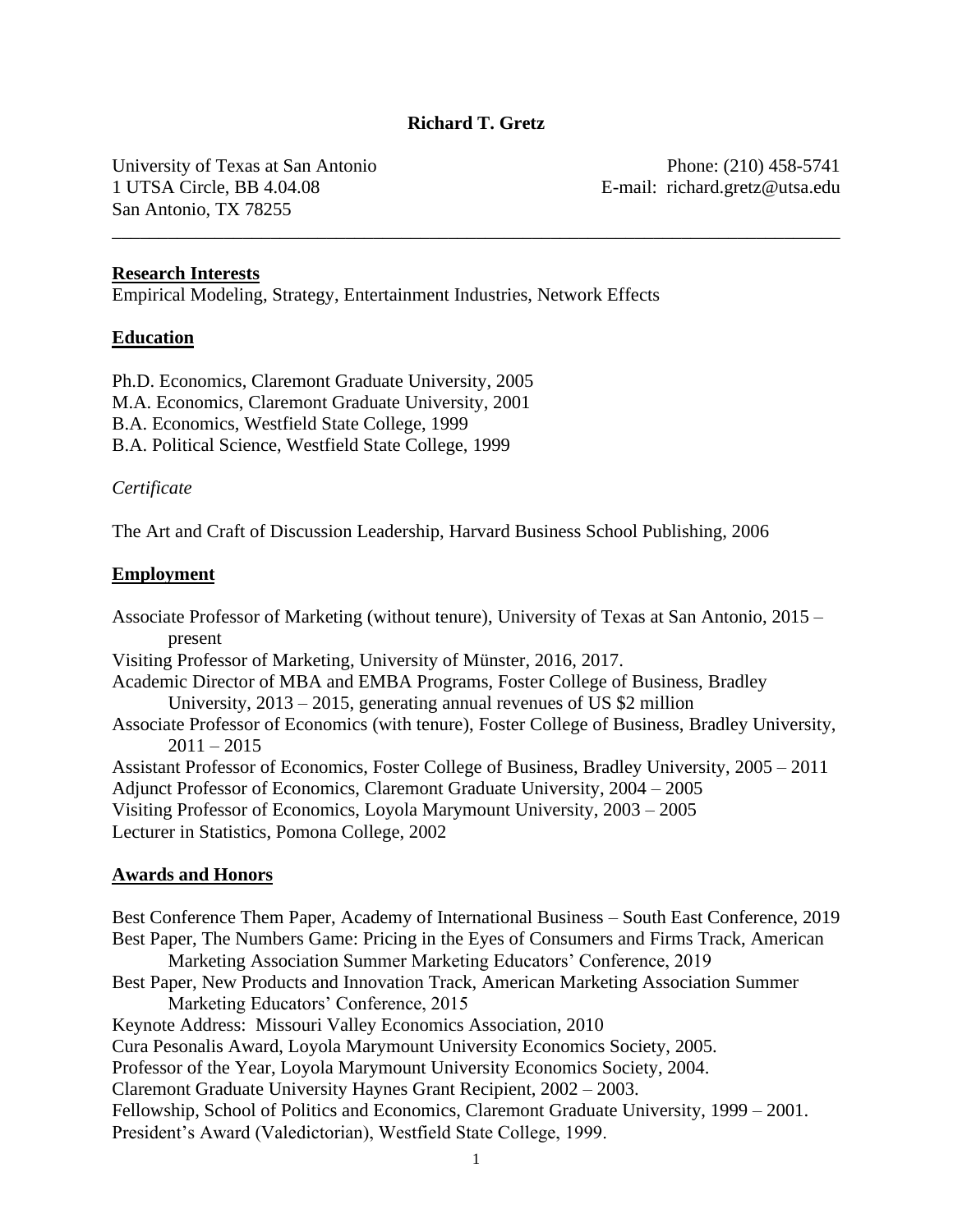# Richard T. Gretz

University of Texas at San Antonio
1 UTSA Circle, BB 4.04.08
San Antonio, TX 78255

Phone: (210) 458-5741
E-mail: richard.gretz@utsa.edu

---

## Research Interests

Empirical Modeling, Strategy, Entertainment Industries, Network Effects

## Education

Ph.D. Economics, Claremont Graduate University, 2005
M.A. Economics, Claremont Graduate University, 2001
B.A. Economics, Westfield State College, 1999
B.A. Political Science, Westfield State College, 1999

*Certificate*

The Art and Craft of Discussion Leadership, Harvard Business School Publishing, 2006

## Employment

Associate Professor of Marketing (without tenure), University of Texas at San Antonio, 2015 – present
Visiting Professor of Marketing, University of Münster, 2016, 2017.
Academic Director of MBA and EMBA Programs, Foster College of Business, Bradley University, 2013 – 2015, generating annual revenues of US $2 million
Associate Professor of Economics (with tenure), Foster College of Business, Bradley University, 2011 – 2015
Assistant Professor of Economics, Foster College of Business, Bradley University, 2005 – 2011
Adjunct Professor of Economics, Claremont Graduate University, 2004 – 2005
Visiting Professor of Economics, Loyola Marymount University, 2003 – 2005
Lecturer in Statistics, Pomona College, 2002

## Awards and Honors

Best Conference Them Paper, Academy of International Business – South East Conference, 2019
Best Paper, The Numbers Game: Pricing in the Eyes of Consumers and Firms Track, American Marketing Association Summer Marketing Educators' Conference, 2019
Best Paper, New Products and Innovation Track, American Marketing Association Summer Marketing Educators' Conference, 2015
Keynote Address: Missouri Valley Economics Association, 2010
Cura Pesonalis Award, Loyola Marymount University Economics Society, 2005.
Professor of the Year, Loyola Marymount University Economics Society, 2004.
Claremont Graduate University Haynes Grant Recipient, 2002 – 2003.
Fellowship, School of Politics and Economics, Claremont Graduate University, 1999 – 2001.
President's Award (Valedictorian), Westfield State College, 1999.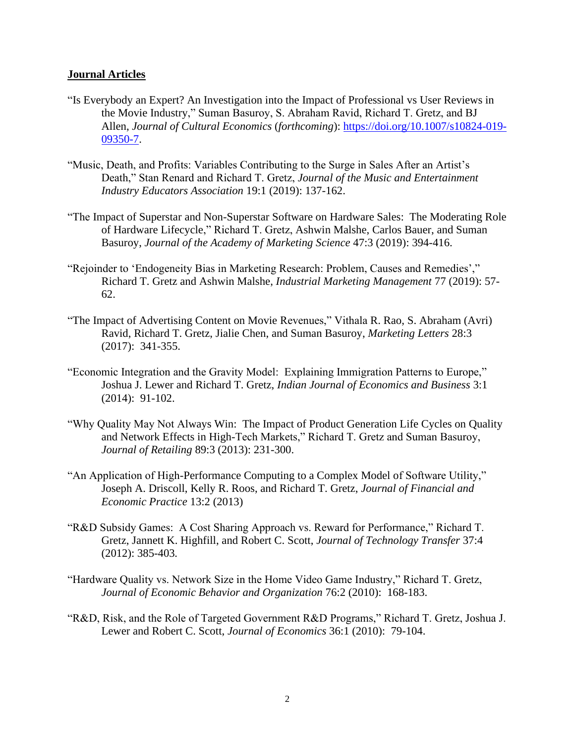## Journal Articles

"Is Everybody an Expert? An Investigation into the Impact of Professional vs User Reviews in the Movie Industry," Suman Basuroy, S. Abraham Ravid, Richard T. Gretz, and BJ Allen, *Journal of Cultural Economics* (*forthcoming*): [https://doi.org/10.1007/s10824-019-09350-7](https://doi.org/10.1007/s10824-019-09350-7).

"Music, Death, and Profits: Variables Contributing to the Surge in Sales After an Artist's Death," Stan Renard and Richard T. Gretz, *Journal of the Music and Entertainment Industry Educators Association* 19:1 (2019): 137-162.

"The Impact of Superstar and Non-Superstar Software on Hardware Sales: The Moderating Role of Hardware Lifecycle," Richard T. Gretz, Ashwin Malshe, Carlos Bauer, and Suman Basuroy, *Journal of the Academy of Marketing Science* 47:3 (2019): 394-416.

"Rejoinder to 'Endogeneity Bias in Marketing Research: Problem, Causes and Remedies'," Richard T. Gretz and Ashwin Malshe, *Industrial Marketing Management* 77 (2019): 57-62.

"The Impact of Advertising Content on Movie Revenues," Vithala R. Rao, S. Abraham (Avri) Ravid, Richard T. Gretz, Jialie Chen, and Suman Basuroy, *Marketing Letters* 28:3 (2017): 341-355.

"Economic Integration and the Gravity Model: Explaining Immigration Patterns to Europe," Joshua J. Lewer and Richard T. Gretz, *Indian Journal of Economics and Business* 3:1 (2014): 91-102.

"Why Quality May Not Always Win: The Impact of Product Generation Life Cycles on Quality and Network Effects in High-Tech Markets," Richard T. Gretz and Suman Basuroy, *Journal of Retailing* 89:3 (2013): 231-300.

"An Application of High-Performance Computing to a Complex Model of Software Utility," Joseph A. Driscoll, Kelly R. Roos, and Richard T. Gretz, *Journal of Financial and Economic Practice* 13:2 (2013)

"R&D Subsidy Games: A Cost Sharing Approach vs. Reward for Performance," Richard T. Gretz, Jannett K. Highfill, and Robert C. Scott, *Journal of Technology Transfer* 37:4 (2012): 385-403.

"Hardware Quality vs. Network Size in the Home Video Game Industry," Richard T. Gretz, *Journal of Economic Behavior and Organization* 76:2 (2010): 168-183.

"R&D, Risk, and the Role of Targeted Government R&D Programs," Richard T. Gretz, Joshua J. Lewer and Robert C. Scott, *Journal of Economics* 36:1 (2010): 79-104.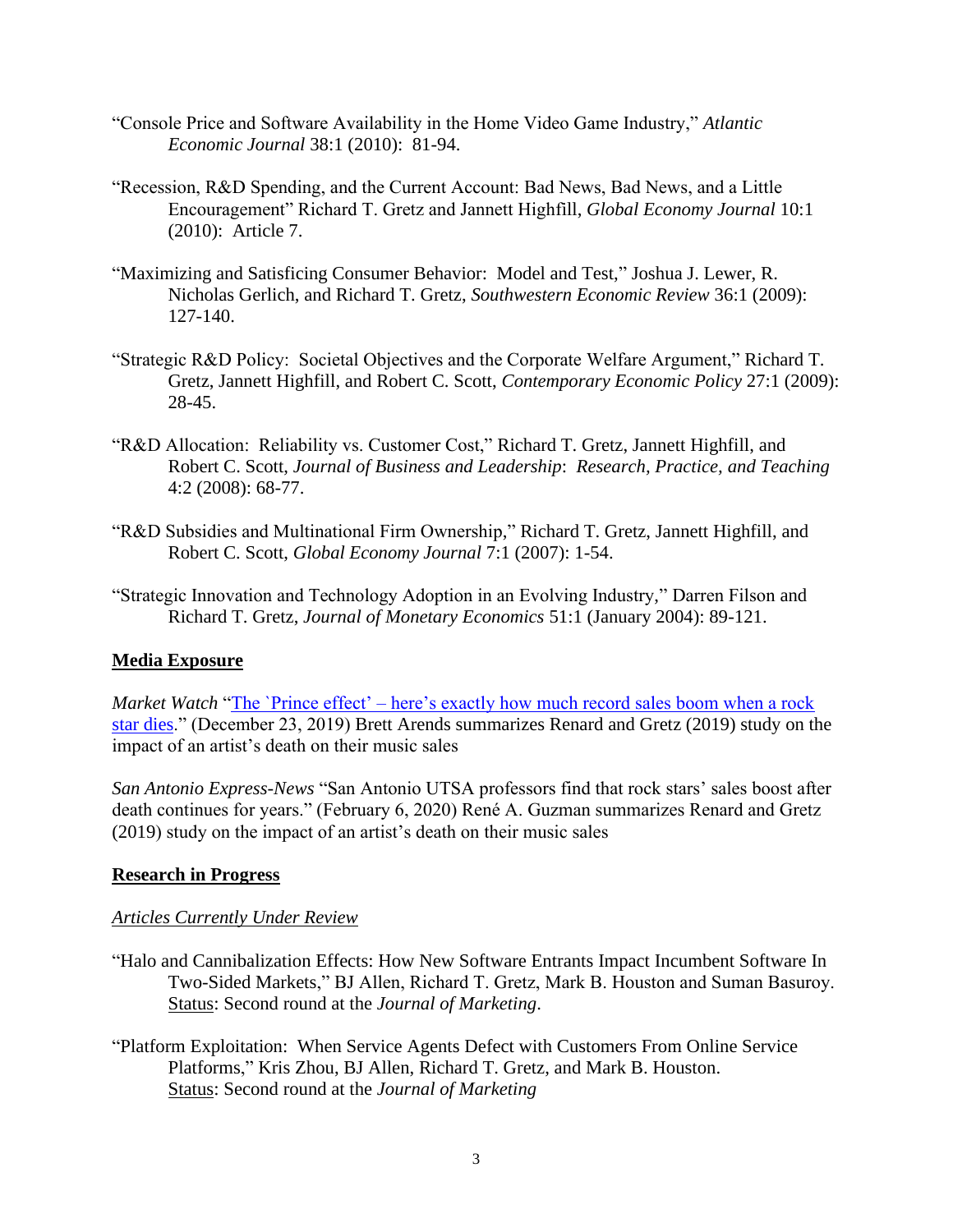"Console Price and Software Availability in the Home Video Game Industry," *Atlantic Economic Journal* 38:1 (2010): 81-94.

"Recession, R&D Spending, and the Current Account: Bad News, Bad News, and a Little Encouragement" Richard T. Gretz and Jannett Highfill, *Global Economy Journal* 10:1 (2010): Article 7.

"Maximizing and Satisficing Consumer Behavior: Model and Test," Joshua J. Lewer, R. Nicholas Gerlich, and Richard T. Gretz, *Southwestern Economic Review* 36:1 (2009): 127-140.

"Strategic R&D Policy: Societal Objectives and the Corporate Welfare Argument," Richard T. Gretz, Jannett Highfill, and Robert C. Scott, *Contemporary Economic Policy* 27:1 (2009): 28-45.

"R&D Allocation: Reliability vs. Customer Cost," Richard T. Gretz, Jannett Highfill, and Robert C. Scott, *Journal of Business and Leadership*: *Research, Practice, and Teaching* 4:2 (2008): 68-77.

"R&D Subsidies and Multinational Firm Ownership," Richard T. Gretz, Jannett Highfill, and Robert C. Scott, *Global Economy Journal* 7:1 (2007): 1-54.

"Strategic Innovation and Technology Adoption in an Evolving Industry," Darren Filson and Richard T. Gretz, *Journal of Monetary Economics* 51:1 (January 2004): 89-121.

## Media Exposure

*Market Watch* "The `Prince effect' – here's exactly how much record sales boom when a rock star dies." (December 23, 2019) Brett Arends summarizes Renard and Gretz (2019) study on the impact of an artist's death on their music sales

*San Antonio Express-News* "San Antonio UTSA professors find that rock stars' sales boost after death continues for years." (February 6, 2020) René A. Guzman summarizes Renard and Gretz (2019) study on the impact of an artist's death on their music sales

## Research in Progress

### *Articles Currently Under Review*

"Halo and Cannibalization Effects: How New Software Entrants Impact Incumbent Software In Two-Sided Markets," BJ Allen, Richard T. Gretz, Mark B. Houston and Suman Basuroy. Status: Second round at the *Journal of Marketing*.

"Platform Exploitation: When Service Agents Defect with Customers From Online Service Platforms," Kris Zhou, BJ Allen, Richard T. Gretz, and Mark B. Houston. Status: Second round at the *Journal of Marketing*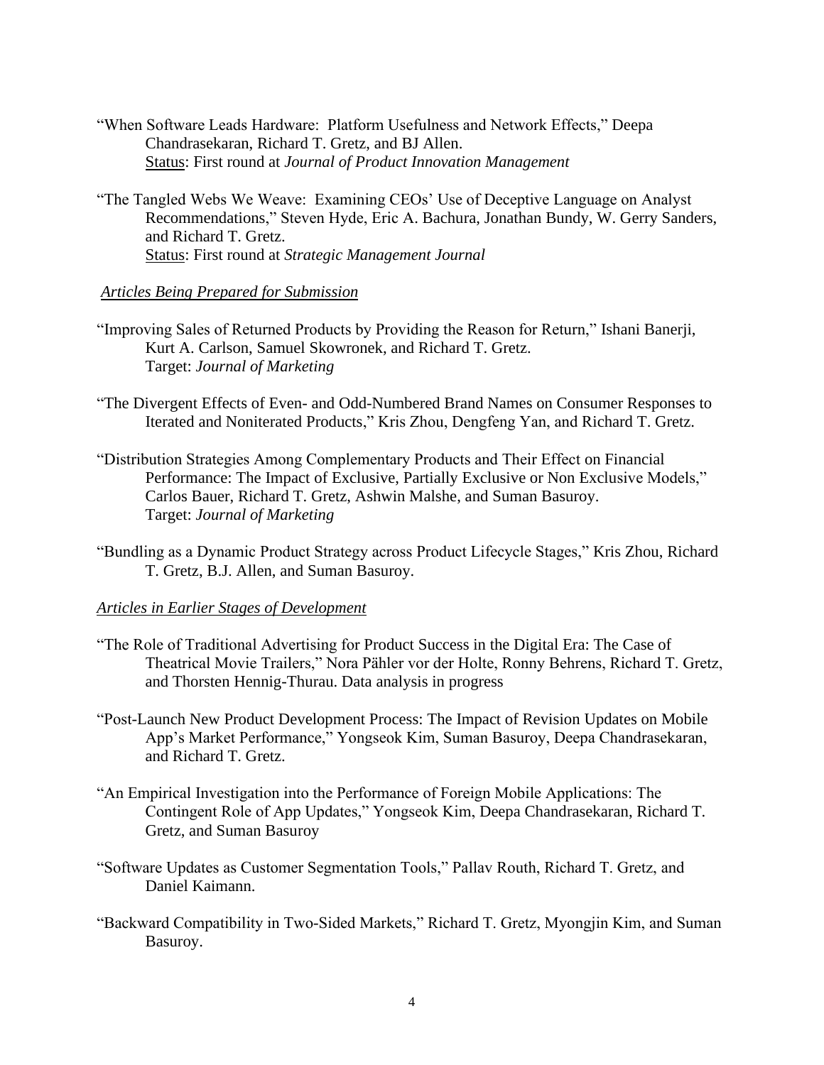"When Software Leads Hardware: Platform Usefulness and Network Effects," Deepa Chandrasekaran, Richard T. Gretz, and BJ Allen.
Status: First round at *Journal of Product Innovation Management*

"The Tangled Webs We Weave: Examining CEOs' Use of Deceptive Language on Analyst Recommendations," Steven Hyde, Eric A. Bachura, Jonathan Bundy, W. Gerry Sanders, and Richard T. Gretz.
Status: First round at *Strategic Management Journal*

*Articles Being Prepared for Submission*

"Improving Sales of Returned Products by Providing the Reason for Return," Ishani Banerji, Kurt A. Carlson, Samuel Skowronek, and Richard T. Gretz.
Target: *Journal of Marketing*

"The Divergent Effects of Even- and Odd-Numbered Brand Names on Consumer Responses to Iterated and Noniterated Products," Kris Zhou, Dengfeng Yan, and Richard T. Gretz.

"Distribution Strategies Among Complementary Products and Their Effect on Financial Performance: The Impact of Exclusive, Partially Exclusive or Non Exclusive Models," Carlos Bauer, Richard T. Gretz, Ashwin Malshe, and Suman Basuroy.
Target: *Journal of Marketing*

"Bundling as a Dynamic Product Strategy across Product Lifecycle Stages," Kris Zhou, Richard T. Gretz, B.J. Allen, and Suman Basuroy.

*Articles in Earlier Stages of Development*

"The Role of Traditional Advertising for Product Success in the Digital Era: The Case of Theatrical Movie Trailers," Nora Pähler vor der Holte, Ronny Behrens, Richard T. Gretz, and Thorsten Hennig-Thurau. Data analysis in progress

"Post-Launch New Product Development Process: The Impact of Revision Updates on Mobile App's Market Performance," Yongseok Kim, Suman Basuroy, Deepa Chandrasekaran, and Richard T. Gretz.

"An Empirical Investigation into the Performance of Foreign Mobile Applications: The Contingent Role of App Updates," Yongseok Kim, Deepa Chandrasekaran, Richard T. Gretz, and Suman Basuroy

"Software Updates as Customer Segmentation Tools," Pallav Routh, Richard T. Gretz, and Daniel Kaimann.

"Backward Compatibility in Two-Sided Markets," Richard T. Gretz, Myongjin Kim, and Suman Basuroy.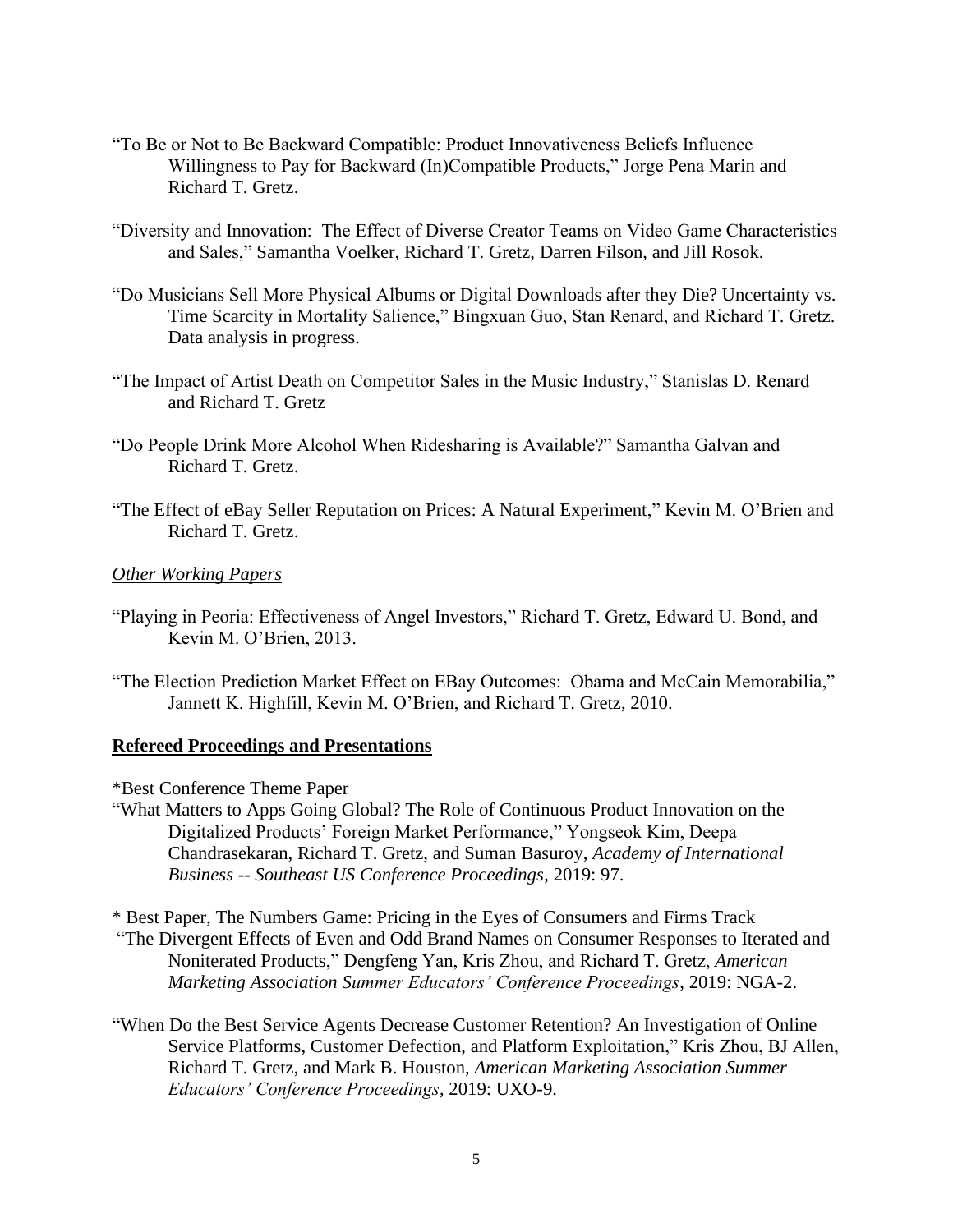"To Be or Not to Be Backward Compatible: Product Innovativeness Beliefs Influence Willingness to Pay for Backward (In)Compatible Products," Jorge Pena Marin and Richard T. Gretz.

"Diversity and Innovation: The Effect of Diverse Creator Teams on Video Game Characteristics and Sales," Samantha Voelker, Richard T. Gretz, Darren Filson, and Jill Rosok.

"Do Musicians Sell More Physical Albums or Digital Downloads after they Die? Uncertainty vs. Time Scarcity in Mortality Salience," Bingxuan Guo, Stan Renard, and Richard T. Gretz. Data analysis in progress.

"The Impact of Artist Death on Competitor Sales in the Music Industry," Stanislas D. Renard and Richard T. Gretz

"Do People Drink More Alcohol When Ridesharing is Available?" Samantha Galvan and Richard T. Gretz.

"The Effect of eBay Seller Reputation on Prices: A Natural Experiment," Kevin M. O'Brien and Richard T. Gretz.

*Other Working Papers*

"Playing in Peoria: Effectiveness of Angel Investors," Richard T. Gretz, Edward U. Bond, and Kevin M. O'Brien, 2013.

"The Election Prediction Market Effect on EBay Outcomes: Obama and McCain Memorabilia," Jannett K. Highfill, Kevin M. O'Brien, and Richard T. Gretz, 2010.

## Refereed Proceedings and Presentations

*Best Conference Theme Paper
"What Matters to Apps Going Global? The Role of Continuous Product Innovation on the Digitalized Products' Foreign Market Performance," Yongseok Kim, Deepa Chandrasekaran, Richard T. Gretz, and Suman Basuroy, *Academy of International Business -- Southeast US Conference Proceedings*, 2019: 97.

* Best Paper, The Numbers Game: Pricing in the Eyes of Consumers and Firms Track
"The Divergent Effects of Even and Odd Brand Names on Consumer Responses to Iterated and Noniterated Products," Dengfeng Yan, Kris Zhou, and Richard T. Gretz, *American Marketing Association Summer Educators' Conference Proceedings*, 2019: NGA-2.

"When Do the Best Service Agents Decrease Customer Retention? An Investigation of Online Service Platforms, Customer Defection, and Platform Exploitation," Kris Zhou, BJ Allen, Richard T. Gretz, and Mark B. Houston, *American Marketing Association Summer Educators' Conference Proceedings*, 2019: UXO-9.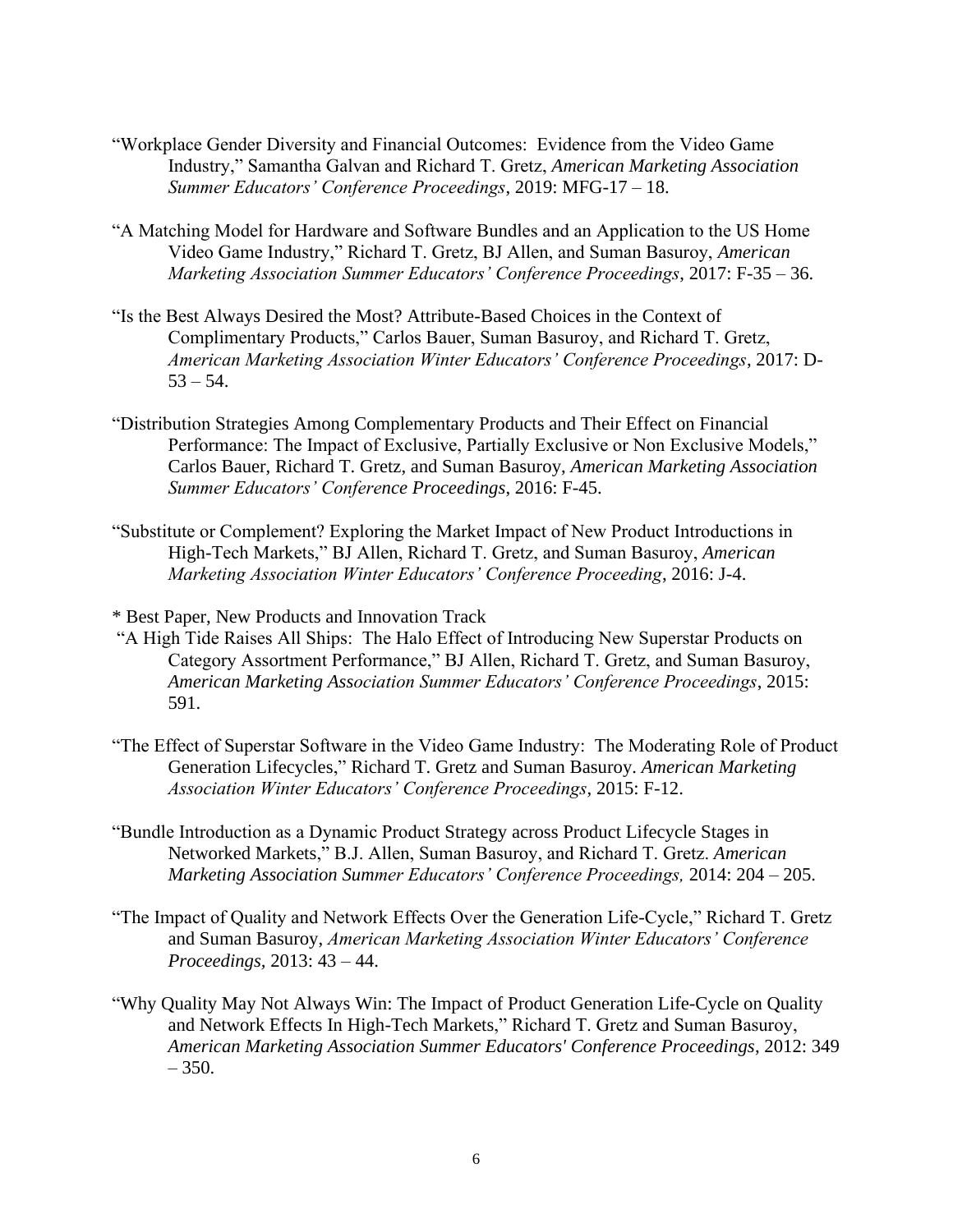"Workplace Gender Diversity and Financial Outcomes: Evidence from the Video Game Industry," Samantha Galvan and Richard T. Gretz, *American Marketing Association Summer Educators' Conference Proceedings*, 2019: MFG-17 – 18.

"A Matching Model for Hardware and Software Bundles and an Application to the US Home Video Game Industry," Richard T. Gretz, BJ Allen, and Suman Basuroy, *American Marketing Association Summer Educators' Conference Proceedings*, 2017: F-35 – 36.

"Is the Best Always Desired the Most? Attribute-Based Choices in the Context of Complimentary Products," Carlos Bauer, Suman Basuroy, and Richard T. Gretz, *American Marketing Association Winter Educators' Conference Proceedings*, 2017: D-53 – 54.

"Distribution Strategies Among Complementary Products and Their Effect on Financial Performance: The Impact of Exclusive, Partially Exclusive or Non Exclusive Models," Carlos Bauer, Richard T. Gretz, and Suman Basuroy, *American Marketing Association Summer Educators' Conference Proceedings*, 2016: F-45.

"Substitute or Complement? Exploring the Market Impact of New Product Introductions in High-Tech Markets," BJ Allen, Richard T. Gretz, and Suman Basuroy, *American Marketing Association Winter Educators' Conference Proceeding*, 2016: J-4.

* Best Paper, New Products and Innovation Track
"A High Tide Raises All Ships: The Halo Effect of Introducing New Superstar Products on Category Assortment Performance," BJ Allen, Richard T. Gretz, and Suman Basuroy, *American Marketing Association Summer Educators' Conference Proceedings*, 2015: 591.

"The Effect of Superstar Software in the Video Game Industry: The Moderating Role of Product Generation Lifecycles," Richard T. Gretz and Suman Basuroy. *American Marketing Association Winter Educators' Conference Proceedings*, 2015: F-12.

"Bundle Introduction as a Dynamic Product Strategy across Product Lifecycle Stages in Networked Markets," B.J. Allen, Suman Basuroy, and Richard T. Gretz. *American Marketing Association Summer Educators' Conference Proceedings,* 2014: 204 – 205.

"The Impact of Quality and Network Effects Over the Generation Life-Cycle," Richard T. Gretz and Suman Basuroy, *American Marketing Association Winter Educators' Conference Proceedings,* 2013: 43 – 44.

"Why Quality May Not Always Win: The Impact of Product Generation Life-Cycle on Quality and Network Effects In High-Tech Markets," Richard T. Gretz and Suman Basuroy, *American Marketing Association Summer Educators' Conference Proceedings*, 2012: 349 – 350.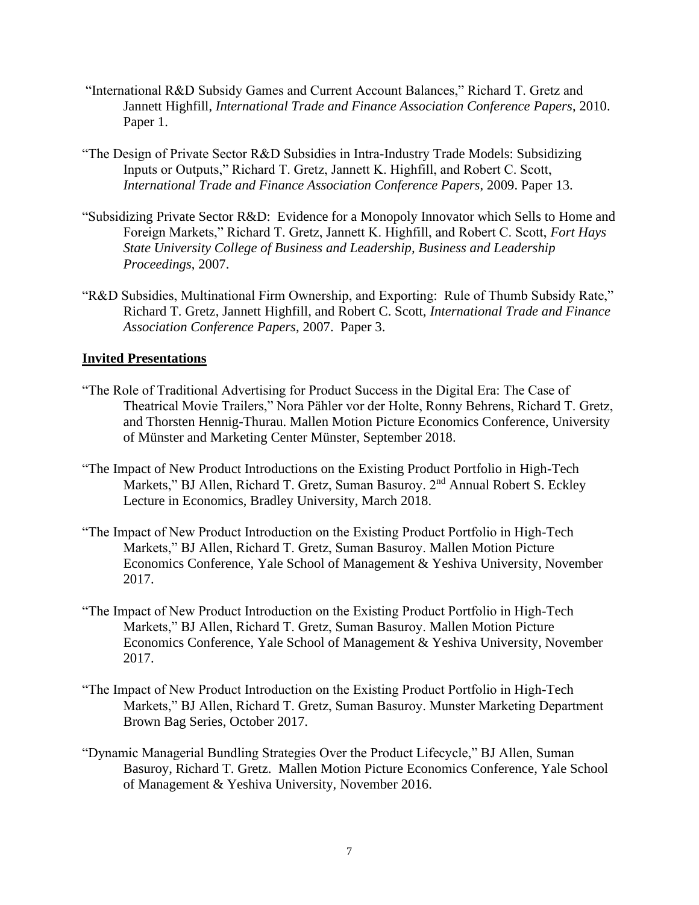"International R&D Subsidy Games and Current Account Balances," Richard T. Gretz and Jannett Highfill, *International Trade and Finance Association Conference Papers*, 2010. Paper 1.

"The Design of Private Sector R&D Subsidies in Intra-Industry Trade Models: Subsidizing Inputs or Outputs," Richard T. Gretz, Jannett K. Highfill, and Robert C. Scott, *International Trade and Finance Association Conference Papers*, 2009. Paper 13.

"Subsidizing Private Sector R&D: Evidence for a Monopoly Innovator which Sells to Home and Foreign Markets," Richard T. Gretz, Jannett K. Highfill, and Robert C. Scott, *Fort Hays State University College of Business and Leadership, Business and Leadership Proceedings*, 2007.

"R&D Subsidies, Multinational Firm Ownership, and Exporting: Rule of Thumb Subsidy Rate," Richard T. Gretz, Jannett Highfill, and Robert C. Scott, *International Trade and Finance Association Conference Papers*, 2007. Paper 3.

## Invited Presentations

"The Role of Traditional Advertising for Product Success in the Digital Era: The Case of Theatrical Movie Trailers," Nora Pähler vor der Holte, Ronny Behrens, Richard T. Gretz, and Thorsten Hennig-Thurau. Mallen Motion Picture Economics Conference, University of Münster and Marketing Center Münster, September 2018.

"The Impact of New Product Introductions on the Existing Product Portfolio in High-Tech Markets," BJ Allen, Richard T. Gretz, Suman Basuroy. 2nd Annual Robert S. Eckley Lecture in Economics, Bradley University, March 2018.

"The Impact of New Product Introduction on the Existing Product Portfolio in High-Tech Markets," BJ Allen, Richard T. Gretz, Suman Basuroy. Mallen Motion Picture Economics Conference, Yale School of Management & Yeshiva University, November 2017.

"The Impact of New Product Introduction on the Existing Product Portfolio in High-Tech Markets," BJ Allen, Richard T. Gretz, Suman Basuroy. Mallen Motion Picture Economics Conference, Yale School of Management & Yeshiva University, November 2017.

"The Impact of New Product Introduction on the Existing Product Portfolio in High-Tech Markets," BJ Allen, Richard T. Gretz, Suman Basuroy. Munster Marketing Department Brown Bag Series, October 2017.

"Dynamic Managerial Bundling Strategies Over the Product Lifecycle," BJ Allen, Suman Basuroy, Richard T. Gretz. Mallen Motion Picture Economics Conference, Yale School of Management & Yeshiva University, November 2016.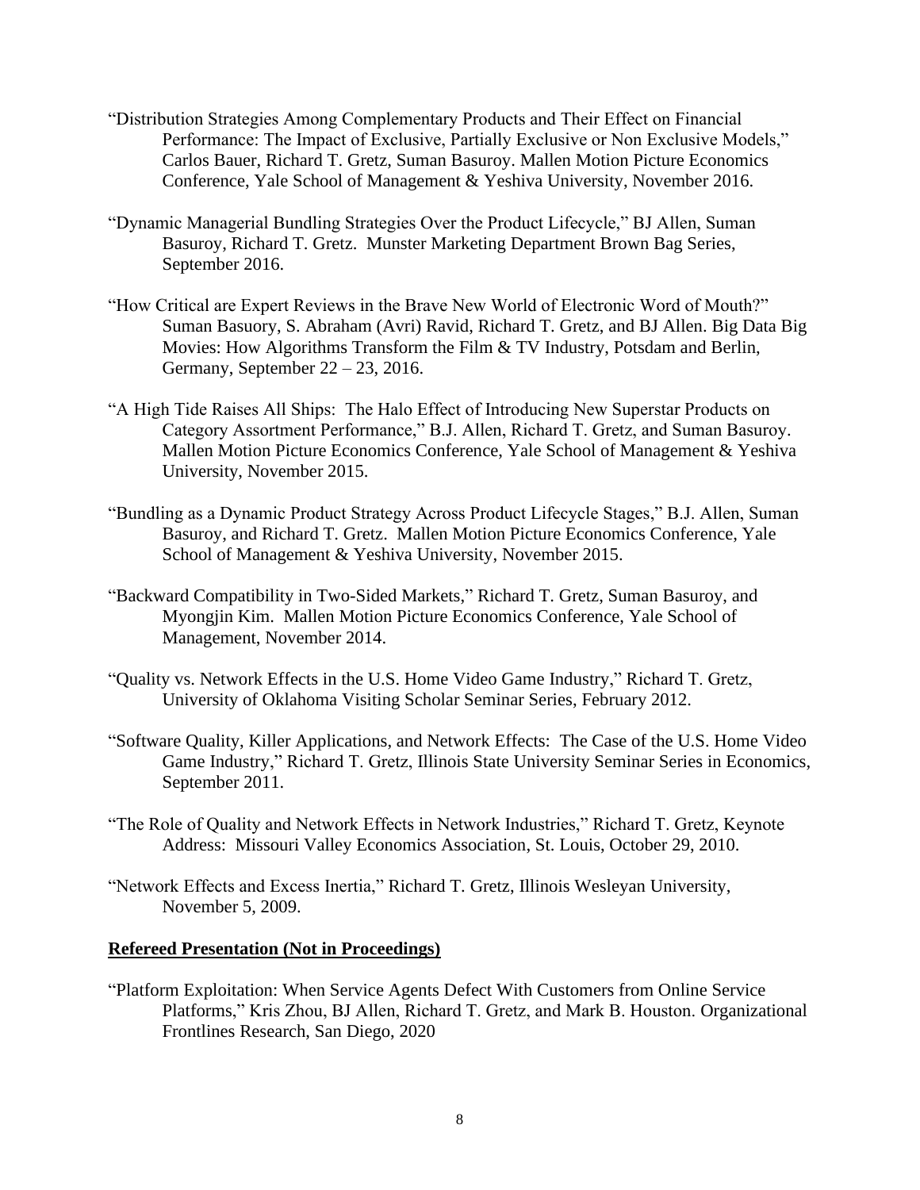"Distribution Strategies Among Complementary Products and Their Effect on Financial Performance: The Impact of Exclusive, Partially Exclusive or Non Exclusive Models," Carlos Bauer, Richard T. Gretz, Suman Basuroy. Mallen Motion Picture Economics Conference, Yale School of Management & Yeshiva University, November 2016.

"Dynamic Managerial Bundling Strategies Over the Product Lifecycle," BJ Allen, Suman Basuroy, Richard T. Gretz. Munster Marketing Department Brown Bag Series, September 2016.

"How Critical are Expert Reviews in the Brave New World of Electronic Word of Mouth?" Suman Basuory, S. Abraham (Avri) Ravid, Richard T. Gretz, and BJ Allen. Big Data Big Movies: How Algorithms Transform the Film & TV Industry, Potsdam and Berlin, Germany, September 22 – 23, 2016.

"A High Tide Raises All Ships: The Halo Effect of Introducing New Superstar Products on Category Assortment Performance," B.J. Allen, Richard T. Gretz, and Suman Basuroy. Mallen Motion Picture Economics Conference, Yale School of Management & Yeshiva University, November 2015.

"Bundling as a Dynamic Product Strategy Across Product Lifecycle Stages," B.J. Allen, Suman Basuroy, and Richard T. Gretz. Mallen Motion Picture Economics Conference, Yale School of Management & Yeshiva University, November 2015.

"Backward Compatibility in Two-Sided Markets," Richard T. Gretz, Suman Basuroy, and Myongjin Kim. Mallen Motion Picture Economics Conference, Yale School of Management, November 2014.

"Quality vs. Network Effects in the U.S. Home Video Game Industry," Richard T. Gretz, University of Oklahoma Visiting Scholar Seminar Series, February 2012.

"Software Quality, Killer Applications, and Network Effects: The Case of the U.S. Home Video Game Industry," Richard T. Gretz, Illinois State University Seminar Series in Economics, September 2011.

"The Role of Quality and Network Effects in Network Industries," Richard T. Gretz, Keynote Address: Missouri Valley Economics Association, St. Louis, October 29, 2010.

"Network Effects and Excess Inertia," Richard T. Gretz, Illinois Wesleyan University, November 5, 2009.

**Refereed Presentation (Not in Proceedings)**

"Platform Exploitation: When Service Agents Defect With Customers from Online Service Platforms," Kris Zhou, BJ Allen, Richard T. Gretz, and Mark B. Houston. Organizational Frontlines Research, San Diego, 2020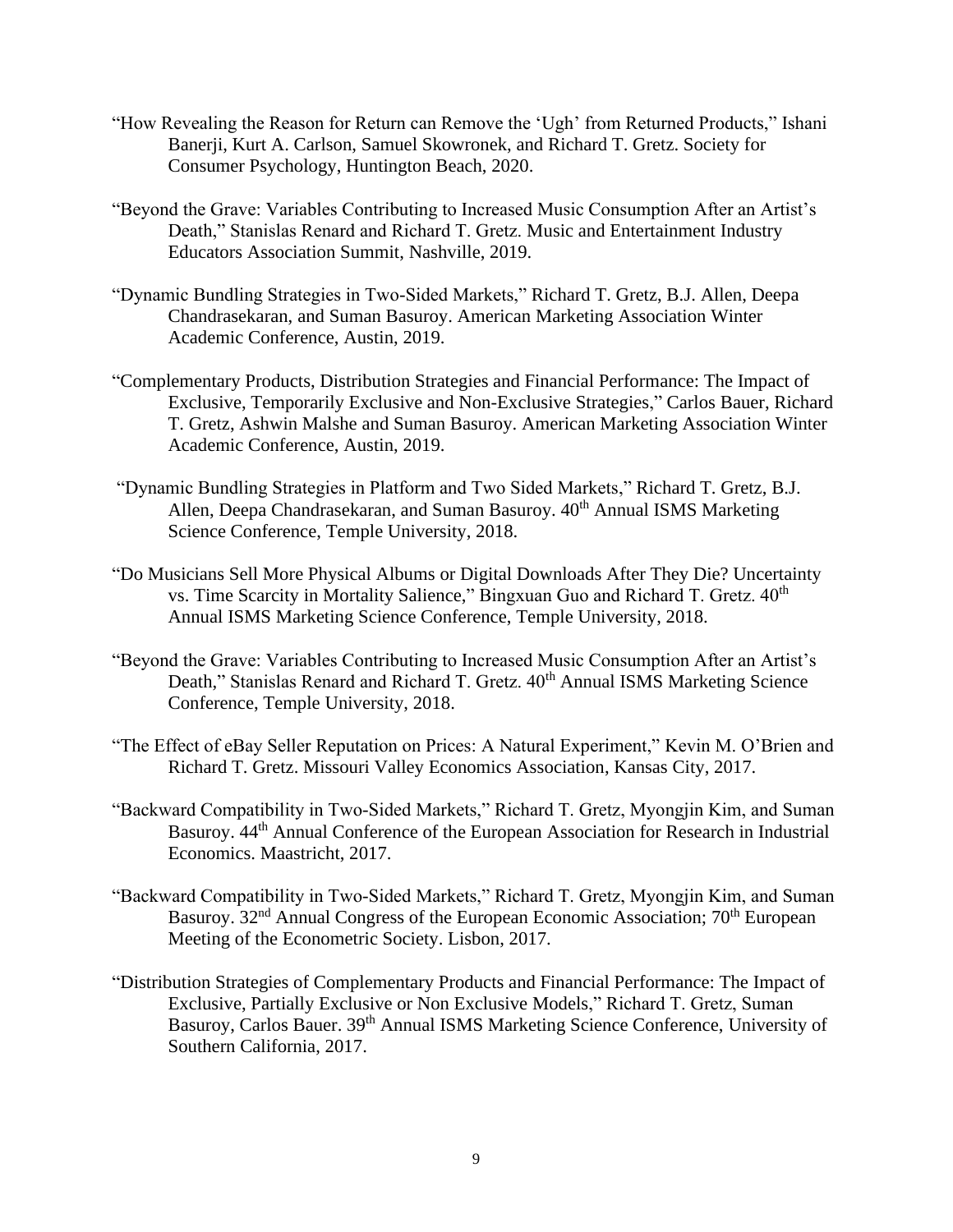"How Revealing the Reason for Return can Remove the 'Ugh' from Returned Products," Ishani Banerji, Kurt A. Carlson, Samuel Skowronek, and Richard T. Gretz. Society for Consumer Psychology, Huntington Beach, 2020.

"Beyond the Grave: Variables Contributing to Increased Music Consumption After an Artist's Death," Stanislas Renard and Richard T. Gretz. Music and Entertainment Industry Educators Association Summit, Nashville, 2019.

"Dynamic Bundling Strategies in Two-Sided Markets," Richard T. Gretz, B.J. Allen, Deepa Chandrasekaran, and Suman Basuroy. American Marketing Association Winter Academic Conference, Austin, 2019.

"Complementary Products, Distribution Strategies and Financial Performance: The Impact of Exclusive, Temporarily Exclusive and Non-Exclusive Strategies," Carlos Bauer, Richard T. Gretz, Ashwin Malshe and Suman Basuroy. American Marketing Association Winter Academic Conference, Austin, 2019.

"Dynamic Bundling Strategies in Platform and Two Sided Markets," Richard T. Gretz, B.J. Allen, Deepa Chandrasekaran, and Suman Basuroy. 40th Annual ISMS Marketing Science Conference, Temple University, 2018.

"Do Musicians Sell More Physical Albums or Digital Downloads After They Die? Uncertainty vs. Time Scarcity in Mortality Salience," Bingxuan Guo and Richard T. Gretz. 40th Annual ISMS Marketing Science Conference, Temple University, 2018.

"Beyond the Grave: Variables Contributing to Increased Music Consumption After an Artist's Death," Stanislas Renard and Richard T. Gretz. 40th Annual ISMS Marketing Science Conference, Temple University, 2018.

"The Effect of eBay Seller Reputation on Prices: A Natural Experiment," Kevin M. O'Brien and Richard T. Gretz. Missouri Valley Economics Association, Kansas City, 2017.

"Backward Compatibility in Two-Sided Markets," Richard T. Gretz, Myongjin Kim, and Suman Basuroy. 44th Annual Conference of the European Association for Research in Industrial Economics. Maastricht, 2017.

"Backward Compatibility in Two-Sided Markets," Richard T. Gretz, Myongjin Kim, and Suman Basuroy. 32nd Annual Congress of the European Economic Association; 70th European Meeting of the Econometric Society. Lisbon, 2017.

"Distribution Strategies of Complementary Products and Financial Performance: The Impact of Exclusive, Partially Exclusive or Non Exclusive Models," Richard T. Gretz, Suman Basuroy, Carlos Bauer. 39th Annual ISMS Marketing Science Conference, University of Southern California, 2017.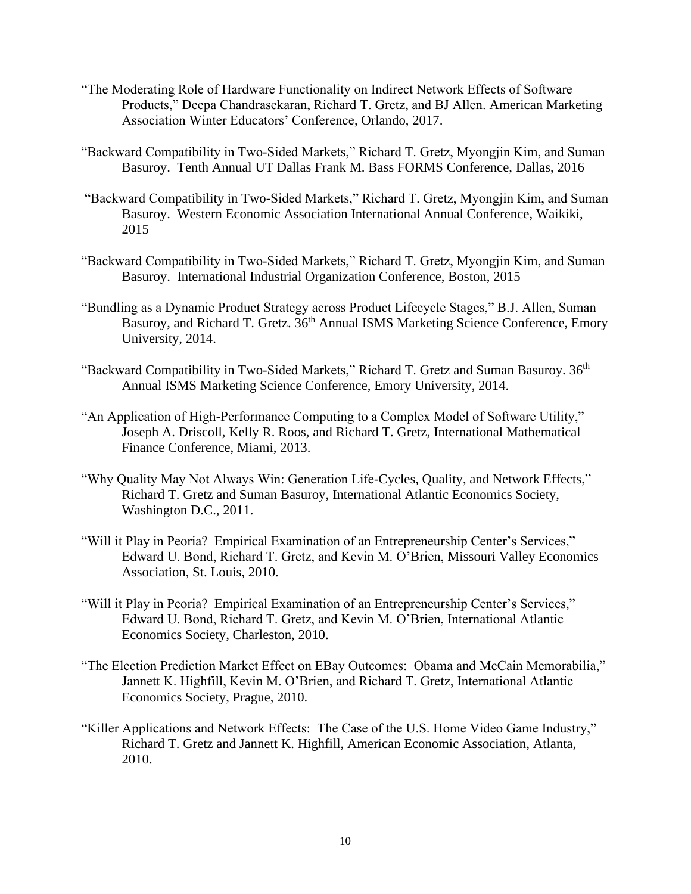"The Moderating Role of Hardware Functionality on Indirect Network Effects of Software Products," Deepa Chandrasekaran, Richard T. Gretz, and BJ Allen. American Marketing Association Winter Educators' Conference, Orlando, 2017.

"Backward Compatibility in Two-Sided Markets," Richard T. Gretz, Myongjin Kim, and Suman Basuroy. Tenth Annual UT Dallas Frank M. Bass FORMS Conference, Dallas, 2016

"Backward Compatibility in Two-Sided Markets," Richard T. Gretz, Myongjin Kim, and Suman Basuroy. Western Economic Association International Annual Conference, Waikiki, 2015

"Backward Compatibility in Two-Sided Markets," Richard T. Gretz, Myongjin Kim, and Suman Basuroy. International Industrial Organization Conference, Boston, 2015

"Bundling as a Dynamic Product Strategy across Product Lifecycle Stages," B.J. Allen, Suman Basuroy, and Richard T. Gretz. 36th Annual ISMS Marketing Science Conference, Emory University, 2014.

"Backward Compatibility in Two-Sided Markets," Richard T. Gretz and Suman Basuroy. 36th Annual ISMS Marketing Science Conference, Emory University, 2014.

"An Application of High-Performance Computing to a Complex Model of Software Utility," Joseph A. Driscoll, Kelly R. Roos, and Richard T. Gretz, International Mathematical Finance Conference, Miami, 2013.

"Why Quality May Not Always Win: Generation Life-Cycles, Quality, and Network Effects," Richard T. Gretz and Suman Basuroy, International Atlantic Economics Society, Washington D.C., 2011.

"Will it Play in Peoria? Empirical Examination of an Entrepreneurship Center's Services," Edward U. Bond, Richard T. Gretz, and Kevin M. O'Brien, Missouri Valley Economics Association, St. Louis, 2010.

"Will it Play in Peoria? Empirical Examination of an Entrepreneurship Center's Services," Edward U. Bond, Richard T. Gretz, and Kevin M. O'Brien, International Atlantic Economics Society, Charleston, 2010.

"The Election Prediction Market Effect on EBay Outcomes: Obama and McCain Memorabilia," Jannett K. Highfill, Kevin M. O'Brien, and Richard T. Gretz, International Atlantic Economics Society, Prague, 2010.

"Killer Applications and Network Effects: The Case of the U.S. Home Video Game Industry," Richard T. Gretz and Jannett K. Highfill, American Economic Association, Atlanta, 2010.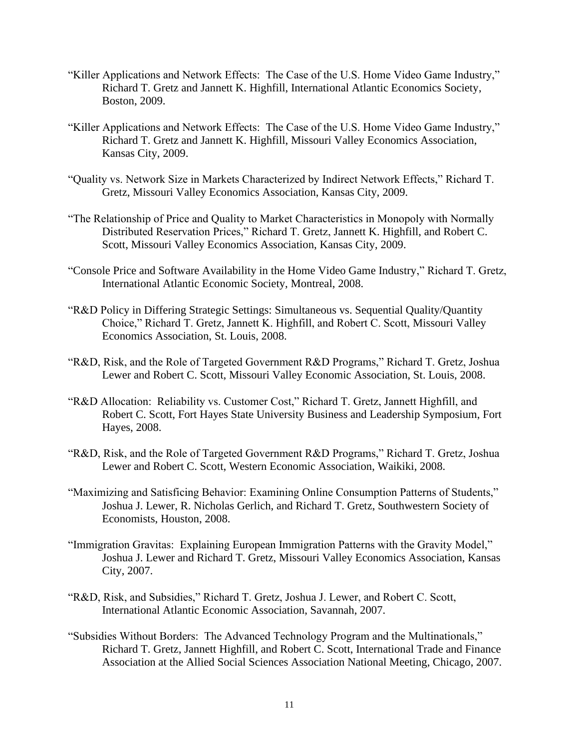"Killer Applications and Network Effects: The Case of the U.S. Home Video Game Industry," Richard T. Gretz and Jannett K. Highfill, International Atlantic Economics Society, Boston, 2009.

"Killer Applications and Network Effects: The Case of the U.S. Home Video Game Industry," Richard T. Gretz and Jannett K. Highfill, Missouri Valley Economics Association, Kansas City, 2009.

"Quality vs. Network Size in Markets Characterized by Indirect Network Effects," Richard T. Gretz, Missouri Valley Economics Association, Kansas City, 2009.

"The Relationship of Price and Quality to Market Characteristics in Monopoly with Normally Distributed Reservation Prices," Richard T. Gretz, Jannett K. Highfill, and Robert C. Scott, Missouri Valley Economics Association, Kansas City, 2009.

"Console Price and Software Availability in the Home Video Game Industry," Richard T. Gretz, International Atlantic Economic Society, Montreal, 2008.

"R&D Policy in Differing Strategic Settings: Simultaneous vs. Sequential Quality/Quantity Choice," Richard T. Gretz, Jannett K. Highfill, and Robert C. Scott, Missouri Valley Economics Association, St. Louis, 2008.

"R&D, Risk, and the Role of Targeted Government R&D Programs," Richard T. Gretz, Joshua Lewer and Robert C. Scott, Missouri Valley Economic Association, St. Louis, 2008.

"R&D Allocation: Reliability vs. Customer Cost," Richard T. Gretz, Jannett Highfill, and Robert C. Scott, Fort Hayes State University Business and Leadership Symposium, Fort Hayes, 2008.

"R&D, Risk, and the Role of Targeted Government R&D Programs," Richard T. Gretz, Joshua Lewer and Robert C. Scott, Western Economic Association, Waikiki, 2008.

"Maximizing and Satisficing Behavior: Examining Online Consumption Patterns of Students," Joshua J. Lewer, R. Nicholas Gerlich, and Richard T. Gretz, Southwestern Society of Economists, Houston, 2008.

"Immigration Gravitas: Explaining European Immigration Patterns with the Gravity Model," Joshua J. Lewer and Richard T. Gretz, Missouri Valley Economics Association, Kansas City, 2007.

"R&D, Risk, and Subsidies," Richard T. Gretz, Joshua J. Lewer, and Robert C. Scott, International Atlantic Economic Association, Savannah, 2007.

"Subsidies Without Borders: The Advanced Technology Program and the Multinationals," Richard T. Gretz, Jannett Highfill, and Robert C. Scott, International Trade and Finance Association at the Allied Social Sciences Association National Meeting, Chicago, 2007.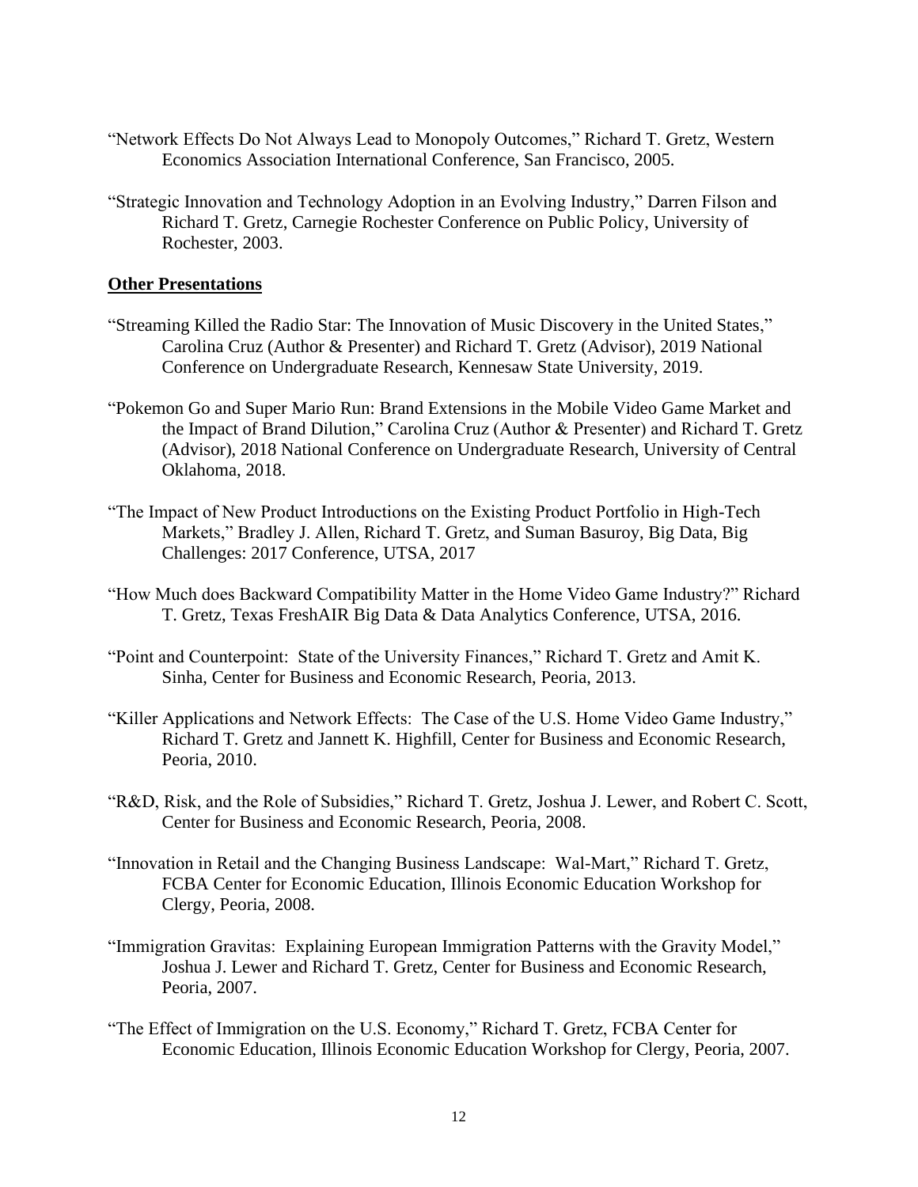"Network Effects Do Not Always Lead to Monopoly Outcomes," Richard T. Gretz, Western Economics Association International Conference, San Francisco, 2005.

"Strategic Innovation and Technology Adoption in an Evolving Industry," Darren Filson and Richard T. Gretz, Carnegie Rochester Conference on Public Policy, University of Rochester, 2003.

**Other Presentations**

"Streaming Killed the Radio Star: The Innovation of Music Discovery in the United States," Carolina Cruz (Author & Presenter) and Richard T. Gretz (Advisor), 2019 National Conference on Undergraduate Research, Kennesaw State University, 2019.

"Pokemon Go and Super Mario Run: Brand Extensions in the Mobile Video Game Market and the Impact of Brand Dilution," Carolina Cruz (Author & Presenter) and Richard T. Gretz (Advisor), 2018 National Conference on Undergraduate Research, University of Central Oklahoma, 2018.

"The Impact of New Product Introductions on the Existing Product Portfolio in High-Tech Markets," Bradley J. Allen, Richard T. Gretz, and Suman Basuroy, Big Data, Big Challenges: 2017 Conference, UTSA, 2017

"How Much does Backward Compatibility Matter in the Home Video Game Industry?" Richard T. Gretz, Texas FreshAIR Big Data & Data Analytics Conference, UTSA, 2016.

"Point and Counterpoint: State of the University Finances," Richard T. Gretz and Amit K. Sinha, Center for Business and Economic Research, Peoria, 2013.

"Killer Applications and Network Effects: The Case of the U.S. Home Video Game Industry," Richard T. Gretz and Jannett K. Highfill, Center for Business and Economic Research, Peoria, 2010.

"R&D, Risk, and the Role of Subsidies," Richard T. Gretz, Joshua J. Lewer, and Robert C. Scott, Center for Business and Economic Research, Peoria, 2008.

"Innovation in Retail and the Changing Business Landscape: Wal-Mart," Richard T. Gretz, FCBA Center for Economic Education, Illinois Economic Education Workshop for Clergy, Peoria, 2008.

"Immigration Gravitas: Explaining European Immigration Patterns with the Gravity Model," Joshua J. Lewer and Richard T. Gretz, Center for Business and Economic Research, Peoria, 2007.

"The Effect of Immigration on the U.S. Economy," Richard T. Gretz, FCBA Center for Economic Education, Illinois Economic Education Workshop for Clergy, Peoria, 2007.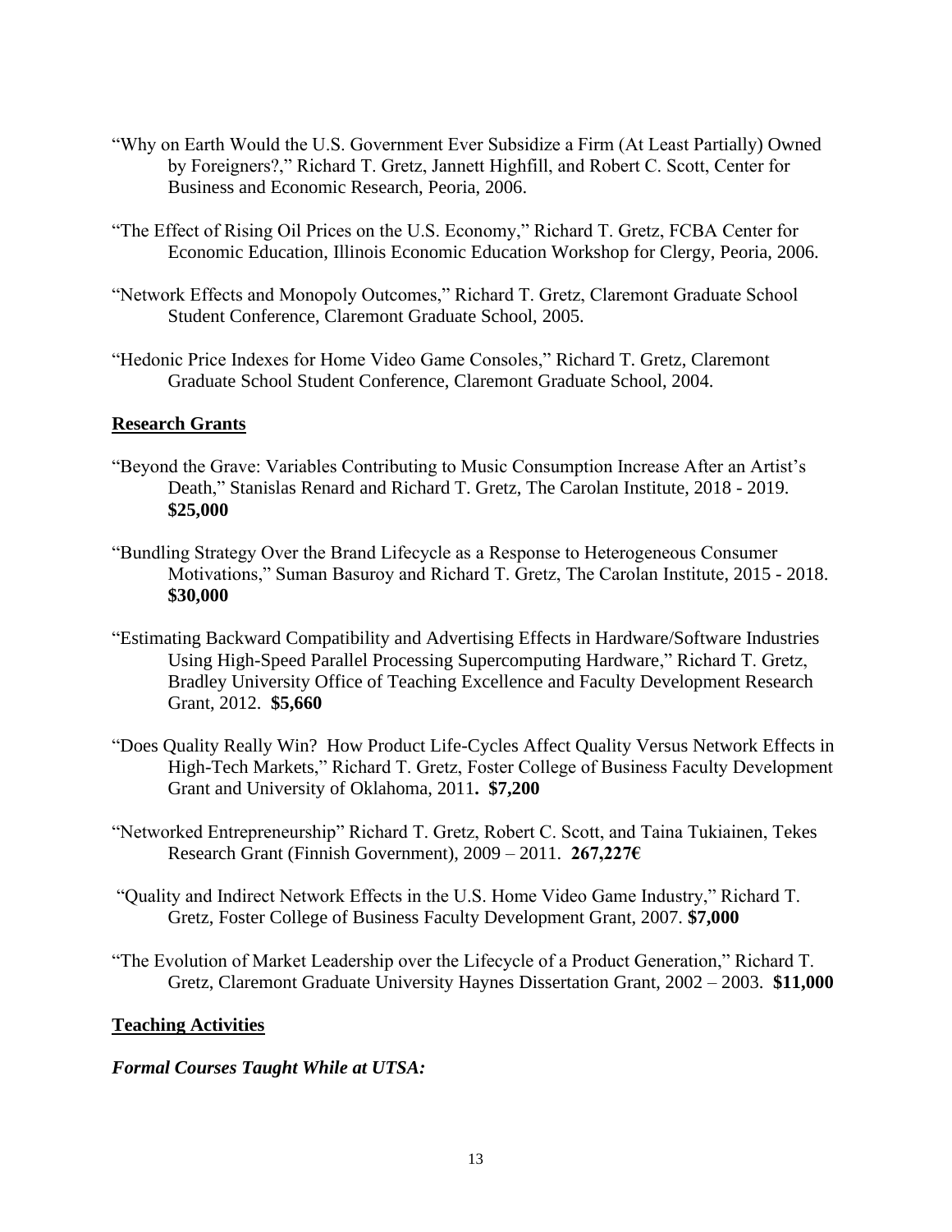"Why on Earth Would the U.S. Government Ever Subsidize a Firm (At Least Partially) Owned by Foreigners?," Richard T. Gretz, Jannett Highfill, and Robert C. Scott, Center for Business and Economic Research, Peoria, 2006.

"The Effect of Rising Oil Prices on the U.S. Economy," Richard T. Gretz, FCBA Center for Economic Education, Illinois Economic Education Workshop for Clergy, Peoria, 2006.

"Network Effects and Monopoly Outcomes," Richard T. Gretz, Claremont Graduate School Student Conference, Claremont Graduate School, 2005.

"Hedonic Price Indexes for Home Video Game Consoles," Richard T. Gretz, Claremont Graduate School Student Conference, Claremont Graduate School, 2004.

## Research Grants

"Beyond the Grave: Variables Contributing to Music Consumption Increase After an Artist's Death," Stanislas Renard and Richard T. Gretz, The Carolan Institute, 2018 - 2019. **$25,000**

"Bundling Strategy Over the Brand Lifecycle as a Response to Heterogeneous Consumer Motivations," Suman Basuroy and Richard T. Gretz, The Carolan Institute, 2015 - 2018. **$30,000**

"Estimating Backward Compatibility and Advertising Effects in Hardware/Software Industries Using High-Speed Parallel Processing Supercomputing Hardware," Richard T. Gretz, Bradley University Office of Teaching Excellence and Faculty Development Research Grant, 2012. **$5,660**

"Does Quality Really Win? How Product Life-Cycles Affect Quality Versus Network Effects in High-Tech Markets," Richard T. Gretz, Foster College of Business Faculty Development Grant and University of Oklahoma, 2011**. $7,200**

"Networked Entrepreneurship" Richard T. Gretz, Robert C. Scott, and Taina Tukiainen, Tekes Research Grant (Finnish Government), 2009 – 2011. **267,227€**

"Quality and Indirect Network Effects in the U.S. Home Video Game Industry," Richard T. Gretz, Foster College of Business Faculty Development Grant, 2007. **$7,000**

"The Evolution of Market Leadership over the Lifecycle of a Product Generation," Richard T. Gretz, Claremont Graduate University Haynes Dissertation Grant, 2002 – 2003. **$11,000**

## Teaching Activities

***Formal Courses Taught While at UTSA:***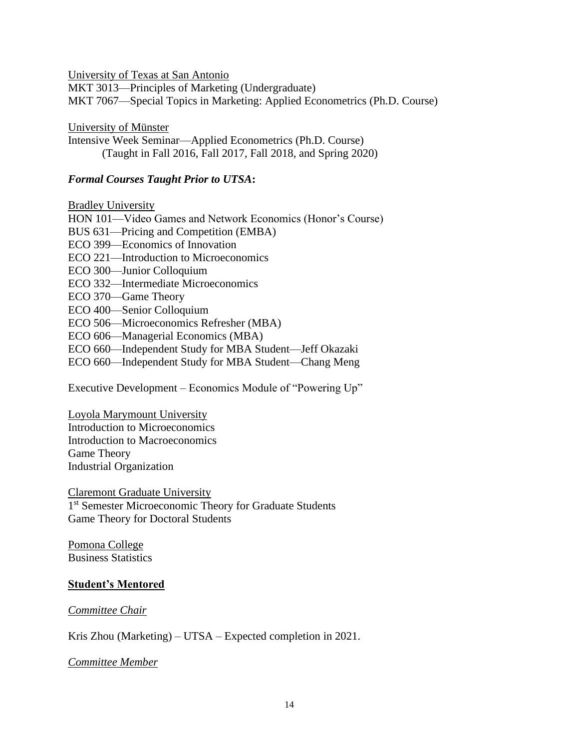University of Texas at San Antonio
MKT 3013—Principles of Marketing (Undergraduate)
MKT 7067—Special Topics in Marketing: Applied Econometrics (Ph.D. Course)

University of Münster
Intensive Week Seminar—Applied Econometrics (Ph.D. Course)
(Taught in Fall 2016, Fall 2017, Fall 2018, and Spring 2020)

***Formal Courses Taught Prior to UTSA*:**

Bradley University
HON 101—Video Games and Network Economics (Honor's Course)
BUS 631—Pricing and Competition (EMBA)
ECO 399—Economics of Innovation
ECO 221—Introduction to Microeconomics
ECO 300—Junior Colloquium
ECO 332—Intermediate Microeconomics
ECO 370—Game Theory
ECO 400—Senior Colloquium
ECO 506—Microeconomics Refresher (MBA)
ECO 606—Managerial Economics (MBA)
ECO 660—Independent Study for MBA Student—Jeff Okazaki
ECO 660—Independent Study for MBA Student—Chang Meng

Executive Development – Economics Module of "Powering Up"

Loyola Marymount University
Introduction to Microeconomics
Introduction to Macroeconomics
Game Theory
Industrial Organization

Claremont Graduate University
1st Semester Microeconomic Theory for Graduate Students
Game Theory for Doctoral Students

Pomona College
Business Statistics

## Student's Mentored

*Committee Chair*

Kris Zhou (Marketing) – UTSA – Expected completion in 2021.

*Committee Member*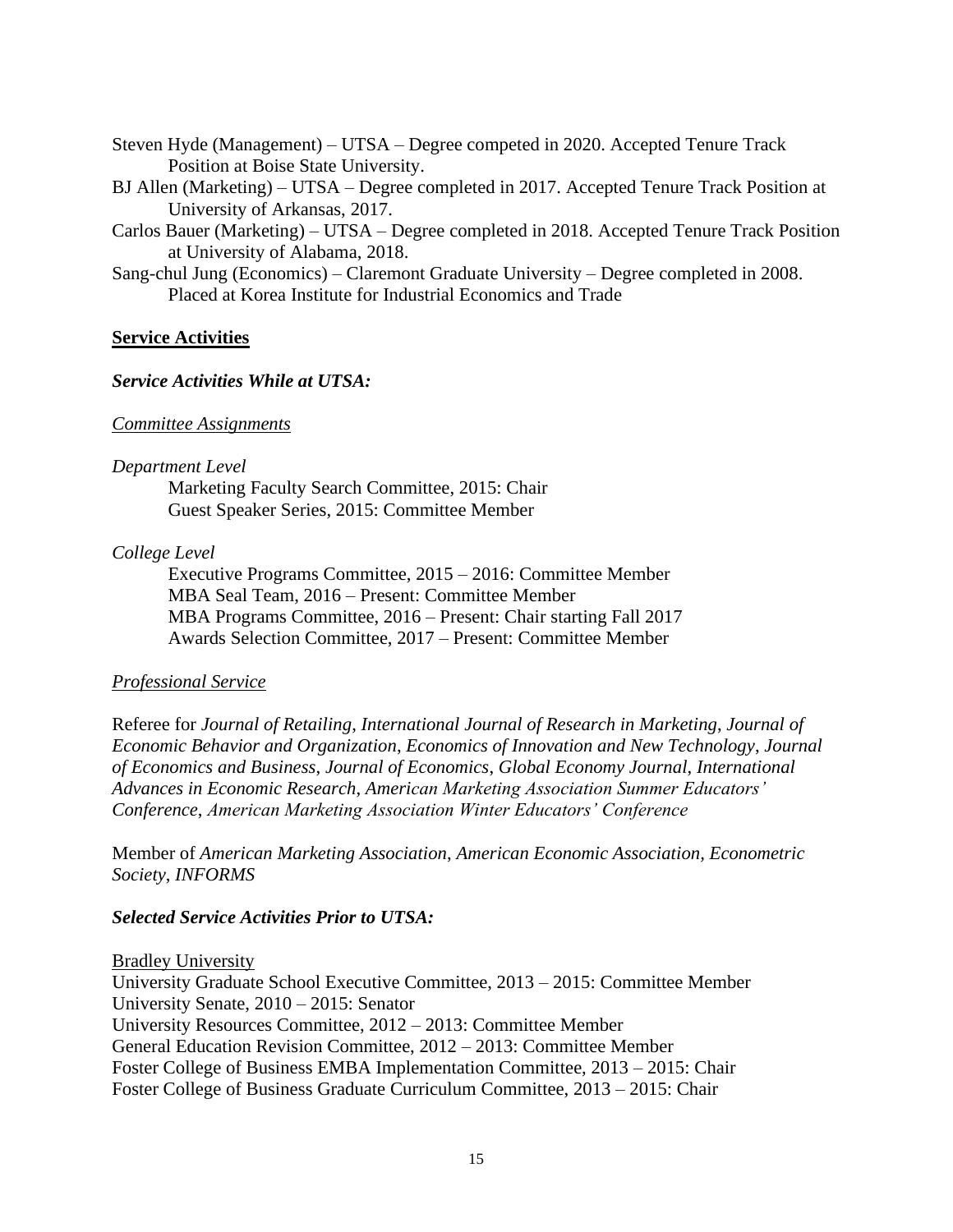Steven Hyde (Management) – UTSA – Degree competed in 2020. Accepted Tenure Track Position at Boise State University.

BJ Allen (Marketing) – UTSA – Degree completed in 2017. Accepted Tenure Track Position at University of Arkansas, 2017.

Carlos Bauer (Marketing) – UTSA – Degree completed in 2018. Accepted Tenure Track Position at University of Alabama, 2018.

Sang-chul Jung (Economics) – Claremont Graduate University – Degree completed in 2008. Placed at Korea Institute for Industrial Economics and Trade

## **Service Activities**

### ***Service Activities While at UTSA:***

*Committee Assignments*

*Department Level*

Marketing Faculty Search Committee, 2015: Chair
Guest Speaker Series, 2015: Committee Member

*College Level*

Executive Programs Committee, 2015 – 2016: Committee Member
MBA Seal Team, 2016 – Present: Committee Member
MBA Programs Committee, 2016 – Present: Chair starting Fall 2017
Awards Selection Committee, 2017 – Present: Committee Member

*Professional Service*

Referee for *Journal of Retailing*, *International Journal of Research in Marketing*, *Journal of Economic Behavior and Organization*, *Economics of Innovation and New Technology*, *Journal of Economics and Business*, *Journal of Economics*, *Global Economy Journal*, *International Advances in Economic Research*, *American Marketing Association Summer Educators' Conference*, *American Marketing Association Winter Educators' Conference*

Member of *American Marketing Association*, *American Economic Association*, *Econometric Society*, *INFORMS*

### ***Selected Service Activities Prior to UTSA:***

Bradley University
University Graduate School Executive Committee, 2013 – 2015: Committee Member
University Senate, 2010 – 2015: Senator
University Resources Committee, 2012 – 2013: Committee Member
General Education Revision Committee, 2012 – 2013: Committee Member
Foster College of Business EMBA Implementation Committee, 2013 – 2015: Chair
Foster College of Business Graduate Curriculum Committee, 2013 – 2015: Chair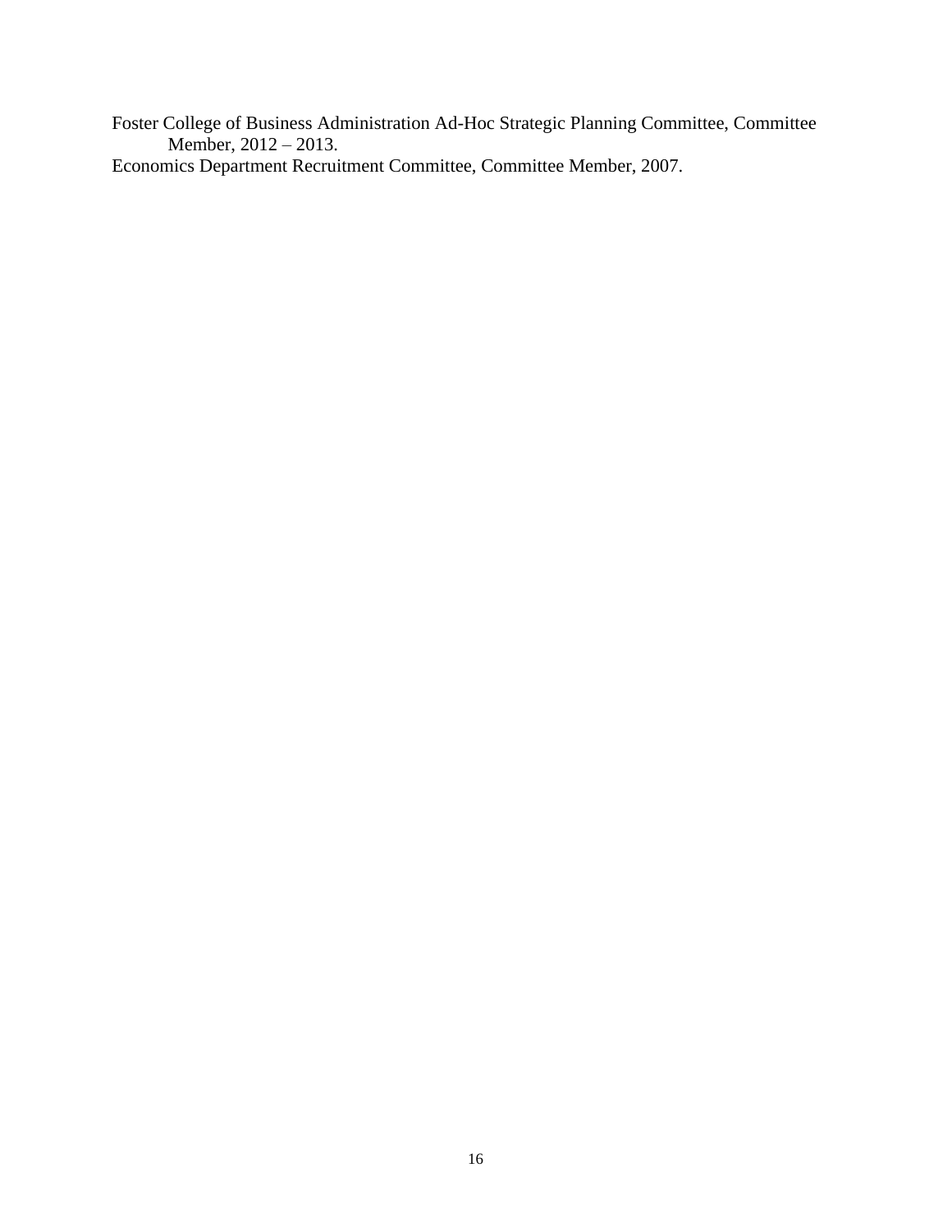Foster College of Business Administration Ad-Hoc Strategic Planning Committee, Committee Member, 2012 – 2013.

Economics Department Recruitment Committee, Committee Member, 2007.